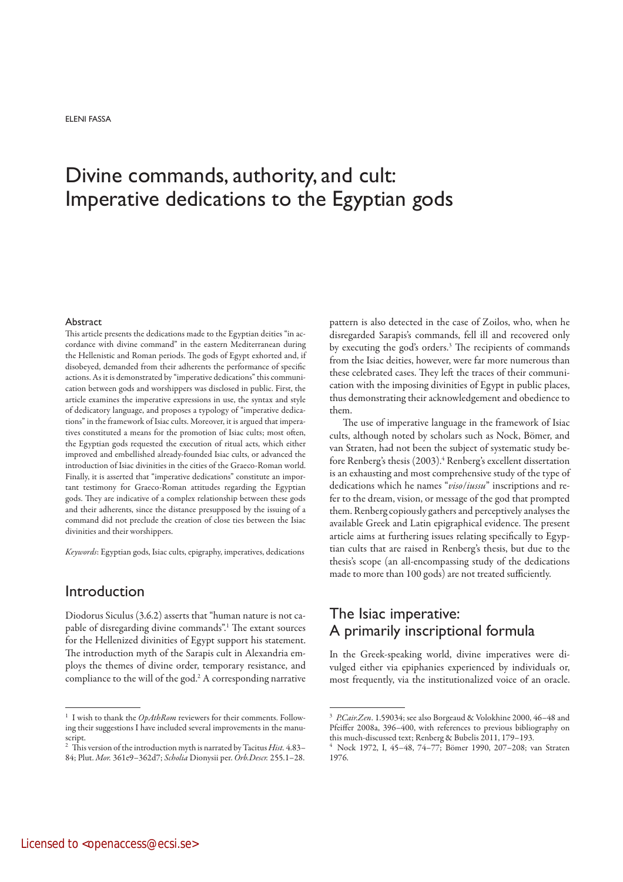ELENI FASSA

# Divine commands, authority, and cult: Imperative dedications to the Egyptian gods

#### Abstract

This article presents the dedications made to the Egyptian deities "in accordance with divine command" in the eastern Mediterranean during the Hellenistic and Roman periods. The gods of Egypt exhorted and, if disobeyed, demanded from their adherents the performance of specific actions. As it is demonstrated by "imperative dedications" this communication between gods and worshippers was disclosed in public. First, the article examines the imperative expressions in use, the syntax and style of dedicatory language, and proposes a typology of "imperative dedications" in the framework of Isiac cults. Moreover, it is argued that imperatives constituted a means for the promotion of Isiac cults; most often, the Egyptian gods requested the execution of ritual acts, which either improved and embellished already-founded Isiac cults, or advanced the introduction of Isiac divinities in the cities of the Graeco-Roman world. Finally, it is asserted that "imperative dedications" constitute an important testimony for Graeco-Roman attitudes regarding the Egyptian gods. They are indicative of a complex relationship between these gods and their adherents, since the distance presupposed by the issuing of a command did not preclude the creation of close ties between the Isiac divinities and their worshippers.

*Keywords*: Egyptian gods, Isiac cults, epigraphy, imperatives, dedications

## Introduction

Diodorus Siculus (3.6.2) asserts that "human nature is not capable of disregarding divine commands".[1] The extant sources for the Hellenized divinities of Egypt support his statement. The introduction myth of the Sarapis cult in Alexandria employs the themes of divine order, temporary resistance, and compliance to the will of the god.[2] A corresponding narrative pattern is also detected in the case of Zoilos, who, when he disregarded Sarapis's commands, fell ill and recovered only by executing the god's orders.[3] The recipients of commands from the Isiac deities, however, were far more numerous than these celebrated cases. They left the traces of their communication with the imposing divinities of Egypt in public places, thus demonstrating their acknowledgement and obedience to them.

The use of imperative language in the framework of Isiac cults, although noted by scholars such as Nock, Bömer, and van Straten, had not been the subject of systematic study before Renberg's thesis (2003).[4] Renberg's excellent dissertation is an exhausting and most comprehensive study of the type of dedications which he names "*viso/iussu*" inscriptions and refer to the dream, vision, or message of the god that prompted them. Renberg copiously gathers and perceptively analyses the available Greek and Latin epigraphical evidence. The present article aims at furthering issues relating specifically to Egyptian cults that are raised in Renberg's thesis, but due to the thesis's scope (an all-encompassing study of the dedications made to more than 100 gods) are not treated sufficiently.

## The Isiac imperative: A primarily inscriptional formula

In the Greek-speaking world, divine imperatives were divulged either via epiphanies experienced by individuals or, most frequently, via the institutionalized voice of an oracle.

---

[1] I wish to thank the *OpAthRom* reviewers for their comments. Following their suggestions I have included several improvements in the manuscript.

[2] This version of the introduction myth is narrated by Tacitus *Hist.* 4.83–84; Plut. *Mor.* 361e9–362d7; *Scholia* Dionysii per. *Orb.Descr.* 255.1–28.

[3] *P.Cair.Zen*. 1.59034; see also Borgeaud & Volokhine 2000, 46–48 and Pfeiffer 2008a, 396–400, with references to previous bibliography on this much-discussed text; Renberg & Bubelis 2011, 179–193.

[4] Nock 1972, I, 45–48, 74–77; Bömer 1990, 207–208; van Straten 1976.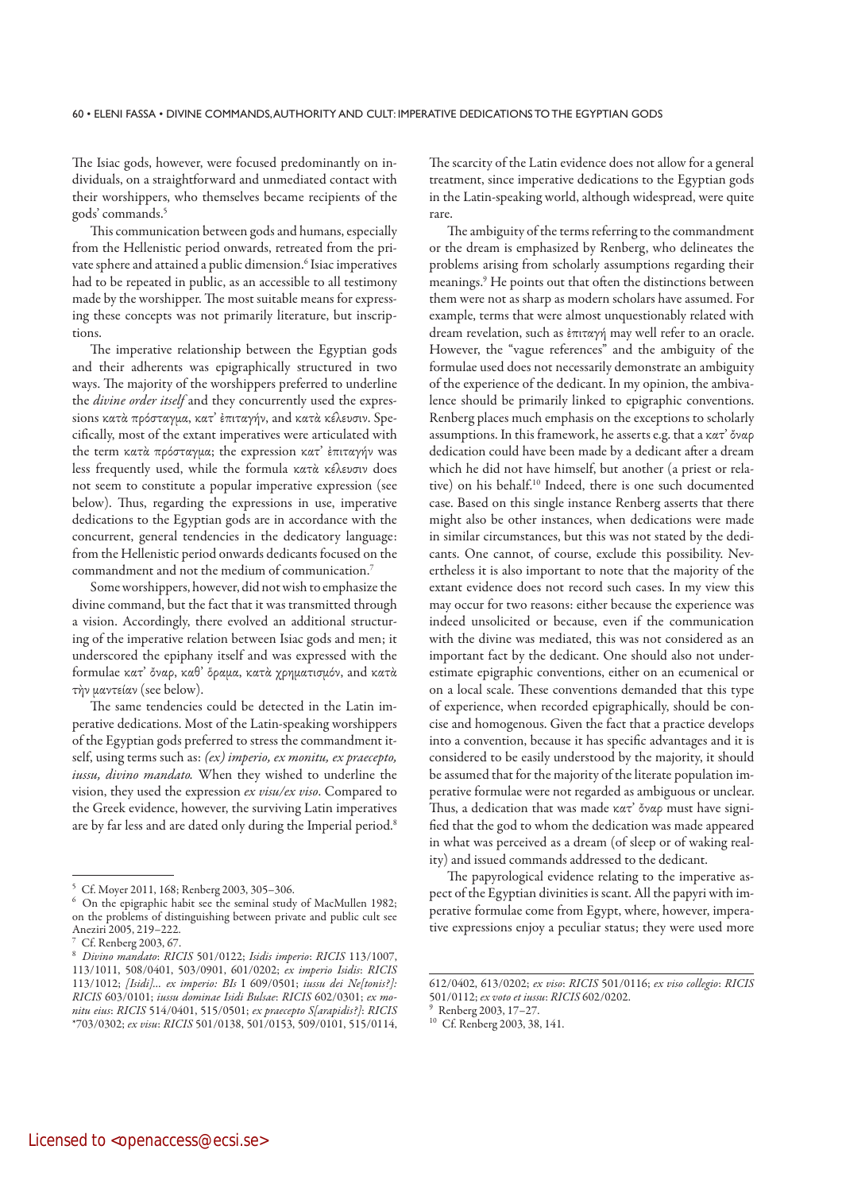The Isiac gods, however, were focused predominantly on individuals, on a straightforward and unmediated contact with their worshippers, who themselves became recipients of the gods' commands.[5]

This communication between gods and humans, especially from the Hellenistic period onwards, retreated from the private sphere and attained a public dimension.[6] Isiac imperatives had to be repeated in public, as an accessible to all testimony made by the worshipper. The most suitable means for expressing these concepts was not primarily literature, but inscriptions.

The imperative relationship between the Egyptian gods and their adherents was epigraphically structured in two ways. The majority of the worshippers preferred to underline the *divine order itself* and they concurrently used the expressions κατὰ πρόσταγμα, κατ' ἐπιταγήν, and κατὰ κέλευσιν. Specifically, most of the extant imperatives were articulated with the term κατὰ πρόσταγμα; the expression κατ' ἐπιταγήν was less frequently used, while the formula κατὰ κέλευσιν does not seem to constitute a popular imperative expression (see below). Thus, regarding the expressions in use, imperative dedications to the Egyptian gods are in accordance with the concurrent, general tendencies in the dedicatory language: from the Hellenistic period onwards dedicants focused on the commandment and not the medium of communication.[7]

Some worshippers, however, did not wish to emphasize the divine command, but the fact that it was transmitted through a vision. Accordingly, there evolved an additional structuring of the imperative relation between Isiac gods and men; it underscored the epiphany itself and was expressed with the formulae κατ' ὄναρ, καθ' ὅραμα, κατὰ χρηματισμόν, and κατὰ τὴν μαντείαν (see below).

The same tendencies could be detected in the Latin imperative dedications. Most of the Latin-speaking worshippers of the Egyptian gods preferred to stress the commandment itself, using terms such as: *(ex) imperio, ex monitu, ex praecepto, iussu, divino mandato.* When they wished to underline the vision, they used the expression *ex visu/ex viso*. Compared to the Greek evidence, however, the surviving Latin imperatives are by far less and are dated only during the Imperial period.[8] The scarcity of the Latin evidence does not allow for a general treatment, since imperative dedications to the Egyptian gods in the Latin-speaking world, although widespread, were quite rare.

The ambiguity of the terms referring to the commandment or the dream is emphasized by Renberg, who delineates the problems arising from scholarly assumptions regarding their meanings.[9] He points out that often the distinctions between them were not as sharp as modern scholars have assumed. For example, terms that were almost unquestionably related with dream revelation, such as ἐπιταγή may well refer to an oracle. However, the "vague references" and the ambiguity of the formulae used does not necessarily demonstrate an ambiguity of the experience of the dedicant. In my opinion, the ambivalence should be primarily linked to epigraphic conventions. Renberg places much emphasis on the exceptions to scholarly assumptions. In this framework, he asserts e.g. that a κατ' ὄναρ dedication could have been made by a dedicant after a dream which he did not have himself, but another (a priest or relative) on his behalf.[10] Indeed, there is one such documented case. Based on this single instance Renberg asserts that there might also be other instances, when dedications were made in similar circumstances, but this was not stated by the dedicants. One cannot, of course, exclude this possibility. Nevertheless it is also important to note that the majority of the extant evidence does not record such cases. In my view this may occur for two reasons: either because the experience was indeed unsolicited or because, even if the communication with the divine was mediated, this was not considered as an important fact by the dedicant. One should also not underestimate epigraphic conventions, either on an ecumenical or on a local scale. These conventions demanded that this type of experience, when recorded epigraphically, should be concise and homogenous. Given the fact that a practice develops into a convention, because it has specific advantages and it is considered to be easily understood by the majority, it should be assumed that for the majority of the literate population imperative formulae were not regarded as ambiguous or unclear. Thus, a dedication that was made κατ' ὄναρ must have signified that the god to whom the dedication was made appeared in what was perceived as a dream (of sleep or of waking reality) and issued commands addressed to the dedicant.

The papyrological evidence relating to the imperative aspect of the Egyptian divinities is scant. All the papyri with imperative formulae come from Egypt, where, however, imperative expressions enjoy a peculiar status; they were used more

---

[5] Cf. Moyer 2011, 168; Renberg 2003, 305–306.

[6] On the epigraphic habit see the seminal study of MacMullen 1982; on the problems of distinguishing between private and public cult see Aneziri 2005, 219–222.

[7] Cf. Renberg 2003, 67.

[8] *Divino mandato*: *RICIS* 501/0122; *Isidis imperio*: *RICIS* 113/1007, 113/1011, 508/0401, 503/0901, 601/0202; *ex imperio Isidis*: *RICIS* 113/1012; *[Isidi]... ex imperio: BIs* I 609/0501; *iussu dei Ne[tonis?]: RICIS* 603/0101; *iussu dominae Isidi Bulsae*: *RICIS* 602/0301; *ex monitu eius*: *RICIS* 514/0401, 515/0501; *ex praecepto S[arapidis?]*: *RICIS* \*703/0302; *ex visu*: *RICIS* 501/0138, 501/0153, 509/0101, 515/0114, 612/0402, 613/0202; *ex viso*: *RICIS* 501/0116; *ex viso collegio*: *RICIS* 501/0112; *ex voto et iussu*: *RICIS* 602/0202.

[9] Renberg 2003, 17–27.

[10] Cf. Renberg 2003, 38, 141.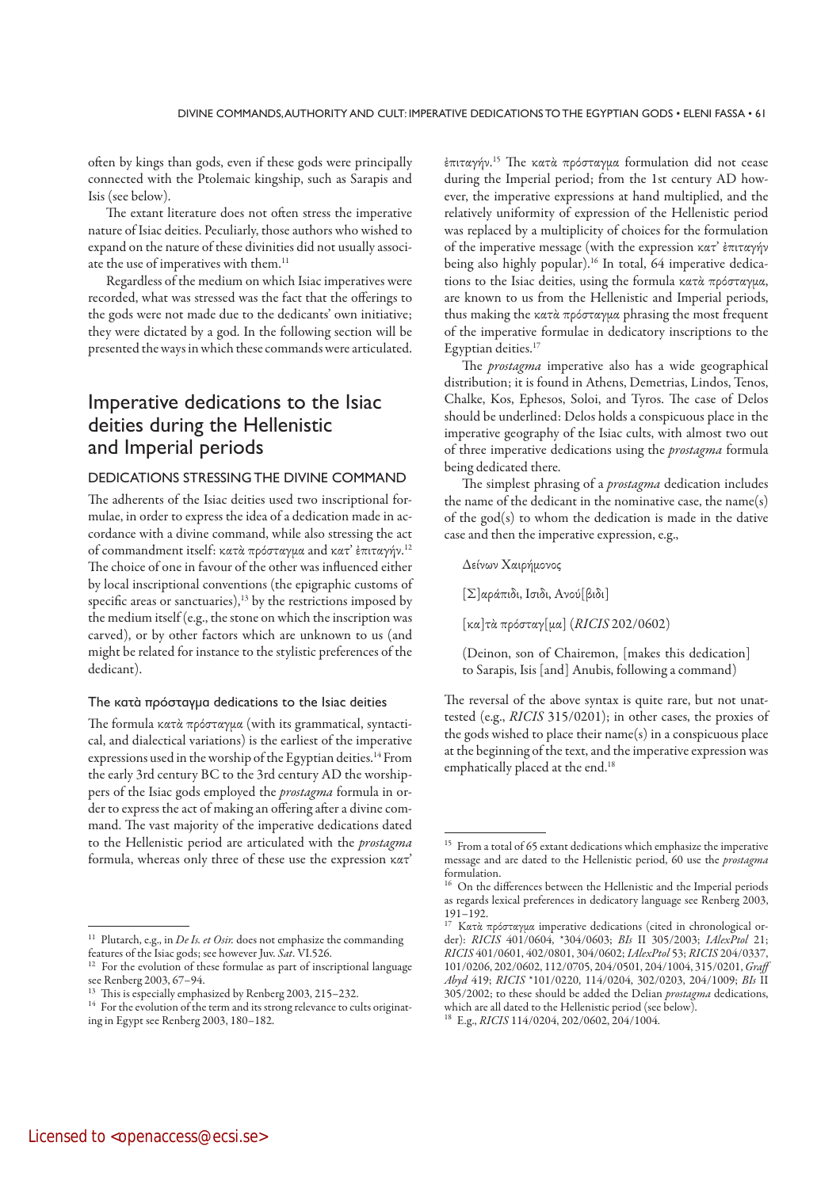often by kings than gods, even if these gods were principally connected with the Ptolemaic kingship, such as Sarapis and Isis (see below).

The extant literature does not often stress the imperative nature of Isiac deities. Peculiarly, those authors who wished to expand on the nature of these divinities did not usually associate the use of imperatives with them.[11]

Regardless of the medium on which Isiac imperatives were recorded, what was stressed was the fact that the offerings to the gods were not made due to the dedicants' own initiative; they were dictated by a god. In the following section will be presented the ways in which these commands were articulated.

## Imperative dedications to the Isiac deities during the Hellenistic and Imperial periods

### DEDICATIONS STRESSING THE DIVINE COMMAND

The adherents of the Isiac deities used two inscriptional formulae, in order to express the idea of a dedication made in accordance with a divine command, while also stressing the act of commandment itself: κατὰ πρόσταγμα and κατ' ἐπιταγήν.[12] The choice of one in favour of the other was influenced either by local inscriptional conventions (the epigraphic customs of specific areas or sanctuaries),[13] by the restrictions imposed by the medium itself (e.g., the stone on which the inscription was carved), or by other factors which are unknown to us (and might be related for instance to the stylistic preferences of the dedicant).

#### The κατὰ πρόσταγμα dedications to the Isiac deities

The formula κατὰ πρόσταγμα (with its grammatical, syntactical, and dialectical variations) is the earliest of the imperative expressions used in the worship of the Egyptian deities.[14] From the early 3rd century BC to the 3rd century AD the worshippers of the Isiac gods employed the *prostagma* formula in order to express the act of making an offering after a divine command. The vast majority of the imperative dedications dated to the Hellenistic period are articulated with the *prostagma* formula, whereas only three of these use the expression κατ' ἐπιταγήν.[15] The κατὰ πρόσταγμα formulation did not cease during the Imperial period; from the 1st century AD however, the imperative expressions at hand multiplied, and the relatively uniformity of expression of the Hellenistic period was replaced by a multiplicity of choices for the formulation of the imperative message (with the expression κατ' ἐπιταγήν being also highly popular).[16] In total, 64 imperative dedications to the Isiac deities, using the formula κατὰ πρόσταγμα, are known to us from the Hellenistic and Imperial periods, thus making the κατὰ πρόσταγμα phrasing the most frequent of the imperative formulae in dedicatory inscriptions to the Egyptian deities.[17]

The *prostagma* imperative also has a wide geographical distribution; it is found in Athens, Demetrias, Lindos, Tenos, Chalke, Kos, Ephesos, Soloi, and Tyros. The case of Delos should be underlined: Delos holds a conspicuous place in the imperative geography of the Isiac cults, with almost two out of three imperative dedications using the *prostagma* formula being dedicated there.

The simplest phrasing of a *prostagma* dedication includes the name of the dedicant in the nominative case, the name(s) of the god(s) to whom the dedication is made in the dative case and then the imperative expression, e.g.,

> Δείνων Χαιρήμονος
>
> [Σ]αράπιδι, Ισιδι, Ανού[βιδι]
>
> [κα]τὰ πρόσταγ[μα] (*RICIS* 202/0602)
>
> (Deinon, son of Chairemon, [makes this dedication] to Sarapis, Isis [and] Anubis, following a command)

The reversal of the above syntax is quite rare, but not unattested (e.g., *RICIS* 315/0201); in other cases, the proxies of the gods wished to place their name(s) in a conspicuous place at the beginning of the text, and the imperative expression was emphatically placed at the end.[18]

---

[11] Plutarch, e.g., in *De Is. et Osir.* does not emphasize the commanding features of the Isiac gods; see however Juv. *Sat*. VI.526.

[12] For the evolution of these formulae as part of inscriptional language see Renberg 2003, 67–94.

[13] This is especially emphasized by Renberg 2003, 215–232.

[14] For the evolution of the term and its strong relevance to cults originating in Egypt see Renberg 2003, 180–182.

[15] From a total of 65 extant dedications which emphasize the imperative message and are dated to the Hellenistic period, 60 use the *prostagma* formulation.

[16] On the differences between the Hellenistic and the Imperial periods as regards lexical preferences in dedicatory language see Renberg 2003, 191–192.

[17] Κατὰ πρόσταγμα imperative dedications (cited in chronological order): *RICIS* 401/0604, *304/0603; *BIs* II 305/2003; *IAlexPtol* 21; *RICIS* 401/0601, 402/0801, 304/0602; *IAlexPtol* 53; *RICIS* 204/0337, 101/0206, 202/0602, 112/0705, 204/0501, 204/1004, 315/0201, *Graff Abyd* 419; *RICIS* *101/0220, 114/0204, 302/0203, 204/1009; *BIs* II 305/2002; to these should be added the Delian *prostagma* dedications, which are all dated to the Hellenistic period (see below).

[18] E.g., *RICIS* 114/0204, 202/0602, 204/1004.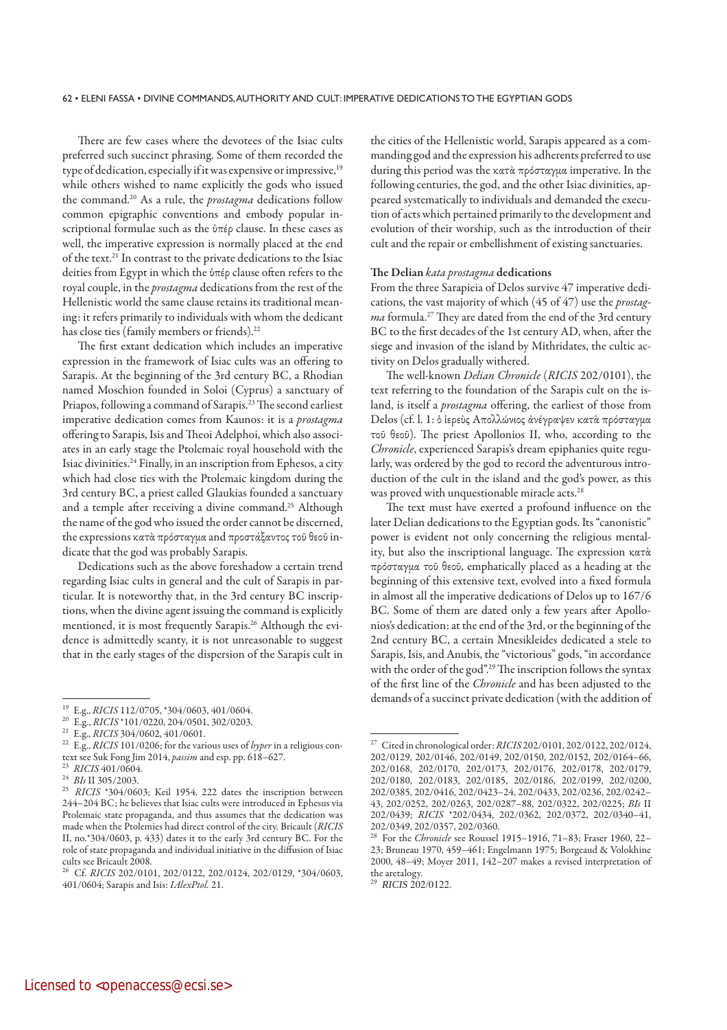There are few cases where the devotees of the Isiac cults preferred such succinct phrasing. Some of them recorded the type of dedication, especially if it was expensive or impressive,[19] while others wished to name explicitly the gods who issued the command.[20] As a rule, the *prostagma* dedications follow common epigraphic conventions and embody popular inscriptional formulae such as the ὑπέρ clause. In these cases as well, the imperative expression is normally placed at the end of the text.[21] In contrast to the private dedications to the Isiac deities from Egypt in which the ὑπέρ clause often refers to the royal couple, in the *prostagma* dedications from the rest of the Hellenistic world the same clause retains its traditional meaning: it refers primarily to individuals with whom the dedicant has close ties (family members or friends).[22]

The first extant dedication which includes an imperative expression in the framework of Isiac cults was an offering to Sarapis. At the beginning of the 3rd century BC, a Rhodian named Moschion founded in Soloi (Cyprus) a sanctuary of Priapos, following a command of Sarapis.[23] The second earliest imperative dedication comes from Kaunos: it is a *prostagma* offering to Sarapis, Isis and Theoi Adelphoi, which also associates in an early stage the Ptolemaic royal household with the Isiac divinities.[24] Finally, in an inscription from Ephesos, a city which had close ties with the Ptolemaic kingdom during the 3rd century BC, a priest called Glaukias founded a sanctuary and a temple after receiving a divine command.[25] Although the name of the god who issued the order cannot be discerned, the expressions κατὰ πρόσταγμα and προστάξαντος τοῦ θεοῦ indicate that the god was probably Sarapis.

Dedications such as the above foreshadow a certain trend regarding Isiac cults in general and the cult of Sarapis in particular. It is noteworthy that, in the 3rd century BC inscriptions, when the divine agent issuing the command is explicitly mentioned, it is most frequently Sarapis.[26] Although the evidence is admittedly scanty, it is not unreasonable to suggest that in the early stages of the dispersion of the Sarapis cult in the cities of the Hellenistic world, Sarapis appeared as a commanding god and the expression his adherents preferred to use during this period was the κατὰ πρόσταγμα imperative. In the following centuries, the god, and the other Isiac divinities, appeared systematically to individuals and demanded the execution of acts which pertained primarily to the development and evolution of their worship, such as the introduction of their cult and the repair or embellishment of existing sanctuaries.

### The Delian *kata prostagma* dedications

From the three Sarapieia of Delos survive 47 imperative dedications, the vast majority of which (45 of 47) use the *prostagma* formula.[27] They are dated from the end of the 3rd century BC to the first decades of the 1st century AD, when, after the siege and invasion of the island by Mithridates, the cultic activity on Delos gradually withered.

The well-known *Delian Chronicle* (*RICIS* 202/0101), the text referring to the foundation of the Sarapis cult on the island, is itself a *prostagma* offering, the earliest of those from Delos (cf. l. 1: ὁ ἱερεὺς Ἀπολλώνιος ἀνέγραψεν κατὰ πρόσταγμα τοῦ θεοῦ). The priest Apollonios II, who, according to the *Chronicle*, experienced Sarapis's dream epiphanies quite regularly, was ordered by the god to record the adventurous introduction of the cult in the island and the god's power, as this was proved with unquestionable miracle acts.[28]

The text must have exerted a profound influence on the later Delian dedications to the Egyptian gods. Its "canonistic" power is evident not only concerning the religious mentality, but also the inscriptional language. The expression κατὰ πρόσταγμα τοῦ θεοῦ, emphatically placed as a heading at the beginning of this extensive text, evolved into a fixed formula in almost all the imperative dedications of Delos up to 167/6 BC. Some of them are dated only a few years after Apollonios's dedication: at the end of the 3rd, or the beginning of the 2nd century BC, a certain Mnesikleides dedicated a stele to Sarapis, Isis, and Anubis, the "victorious" gods, "in accordance with the order of the god".[29] The inscription follows the syntax of the first line of the *Chronicle* and has been adjusted to the demands of a succinct private dedication (with the addition of

---

[19] E.g., *RICIS* 112/0705, *304/0603, 401/0604.

[20] E.g., *RICIS* *101/0220, 204/0501, 302/0203.

[21] E.g., *RICIS* 304/0602, 401/0601.

[22] E.g., *RICIS* 101/0206; for the various uses of *hyper* in a religious context see Suk Fong Jim 2014, *passim* and esp. pp. 618–627.

[23] *RICIS* 401/0604.

[24] *BIs* II 305/2003.

[25] *RICIS* *304/0603; Keil 1954, 222 dates the inscription between 244–204 BC; he believes that Isiac cults were introduced in Ephesus via Ptolemaic state propaganda, and thus assumes that the dedication was made when the Ptolemies had direct control of the city. Bricault (*RICIS* II, no.*304/0603, p. 433) dates it to the early 3rd century BC. For the role of state propaganda and individual initiative in the diffusion of Isiac cults see Bricault 2008.

[26] Cf. *RICIS* 202/0101, 202/0122, 202/0124, 202/0129, *304/0603, 401/0604; Sarapis and Isis: *IAlexPtol.* 21.

[27] Cited in chronological order: *RICIS* 202/0101, 202/0122, 202/0124, 202/0129, 202/0146, 202/0149, 202/0150, 202/0152, 202/0164–66, 202/0168, 202/0170, 202/0173, 202/0176, 202/0178, 202/0179, 202/0180, 202/0183, 202/0185, 202/0186, 202/0199, 202/0200, 202/0385, 202/0416, 202/0423–24, 202/0433, 202/0236, 202/0242–43, 202/0252, 202/0263, 202/0287–88, 202/0322, 202/0225; *BIs* II 202/0439; *RICIS* *202/0434, 202/0362, 202/0372, 202/0340–41, 202/0349, 202/0357, 202/0360.

[28] For the *Chronicle* see Roussel 1915–1916, 71–83; Fraser 1960, 22–23; Bruneau 1970, 459–461; Engelmann 1975; Borgeaud & Volokhine 2000, 48–49; Moyer 2011, 142–207 makes a revised interpretation of the aretalogy.

[29] *RICIS* 202/0122.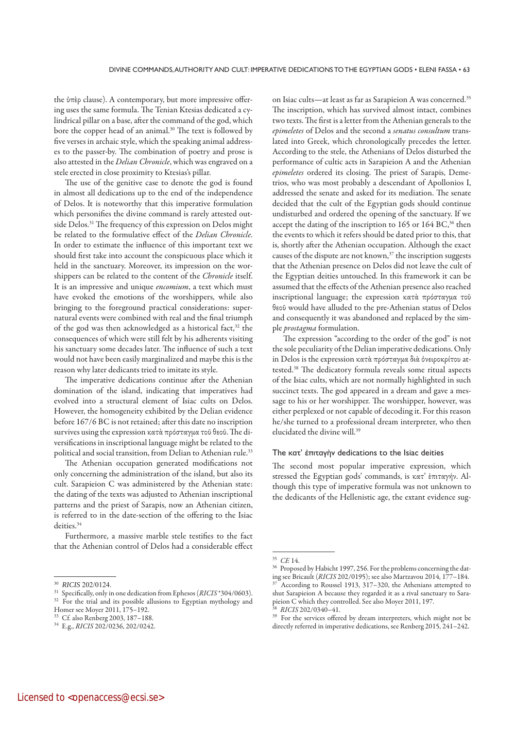the ὑπὲρ clause). A contemporary, but more impressive offering uses the same formula. The Tenian Ktesias dedicated a cylindrical pillar on a base, after the command of the god, which bore the copper head of an animal.[30] The text is followed by five verses in archaic style, which the speaking animal addresses to the passer-by. The combination of poetry and prose is also attested in the *Delian Chronicle*, which was engraved on a stele erected in close proximity to Ktesias's pillar.

The use of the genitive case to denote the god is found in almost all dedications up to the end of the independence of Delos. It is noteworthy that this imperative formulation which personifies the divine command is rarely attested outside Delos.[31] The frequency of this expression on Delos might be related to the formulative effect of the *Delian Chronicle*. In order to estimate the influence of this important text we should first take into account the conspicuous place which it held in the sanctuary. Moreover, its impression on the worshippers can be related to the content of the *Chronicle* itself. It is an impressive and unique *encomium*, a text which must have evoked the emotions of the worshippers, while also bringing to the foreground practical considerations: supernatural events were combined with real and the final triumph of the god was then acknowledged as a historical fact,[32] the consequences of which were still felt by his adherents visiting his sanctuary some decades later. The influence of such a text would not have been easily marginalized and maybe this is the reason why later dedicants tried to imitate its style.

The imperative dedications continue after the Athenian domination of the island, indicating that imperatives had evolved into a structural element of Isiac cults on Delos. However, the homogeneity exhibited by the Delian evidence before 167/6 BC is not retained; after this date no inscription survives using the expression κατὰ πρόσταγμα τοῦ θεοῦ. The diversifications in inscriptional language might be related to the political and social transition, from Delian to Athenian rule.[33]

The Athenian occupation generated modifications not only concerning the administration of the island, but also its cult. Sarapieion C was administered by the Athenian state: the dating of the texts was adjusted to Athenian inscriptional patterns and the priest of Sarapis, now an Athenian citizen, is referred to in the date-section of the offering to the Isiac deities.[34]

Furthermore, a massive marble stele testifies to the fact that the Athenian control of Delos had a considerable effect on Isiac cults—at least as far as Sarapieion A was concerned.[35] The inscription, which has survived almost intact, combines two texts. The first is a letter from the Athenian generals to the *epimeletes* of Delos and the second a *senatus consultum* translated into Greek, which chronologically precedes the letter. According to the stele, the Athenians of Delos disturbed the performance of cultic acts in Sarapieion A and the Athenian *epimeletes* ordered its closing. The priest of Sarapis, Demetrios, who was most probably a descendant of Apollonios I, addressed the senate and asked for its mediation. The senate decided that the cult of the Egyptian gods should continue undisturbed and ordered the opening of the sanctuary. If we accept the dating of the inscription to 165 or 164 BC,[36] then the events to which it refers should be dated prior to this, that is, shortly after the Athenian occupation. Although the exact causes of the dispute are not known,[37] the inscription suggests that the Athenian presence on Delos did not leave the cult of the Egyptian deities untouched. In this framework it can be assumed that the effects of the Athenian presence also reached inscriptional language; the expression κατὰ πρόσταγμα τοῦ θεοῦ would have alluded to the pre-Athenian status of Delos and consequently it was abandoned and replaced by the simple *prostagma* formulation.

The expression "according to the order of the god" is not the sole peculiarity of the Delian imperative dedications. Only in Delos is the expression κατὰ πρόσταγμα διὰ ὀνειροκρίτου attested.[38] The dedicatory formula reveals some ritual aspects of the Isiac cults, which are not normally highlighted in such succinct texts. The god appeared in a dream and gave a message to his or her worshipper. The worshipper, however, was either perplexed or not capable of decoding it. For this reason he/she turned to a professional dream interpreter, who then elucidated the divine will.[39]

### The κατ' ἐπιταγὴν dedications to the Isiac deities

The second most popular imperative expression, which stressed the Egyptian gods' commands, is κατ' ἐπιταγήν. Although this type of imperative formula was not unknown to the dedicants of the Hellenistic age, the extant evidence sug-

---

[30] *RICIS* 202/0124.

[31] Specifically, only in one dedication from Ephesos (*RICIS* *304/0603).

[32] For the trial and its possible allusions to Egyptian mythology and Homer see Moyer 2011, 175–192.

[33] Cf. also Renberg 2003, 187–188.

[34] E.g., *RICIS* 202/0236, 202/0242.

[35] *CE* 14.

[36] Proposed by Habicht 1997, 256. For the problems concerning the dating see Bricault (*RICIS* 202/0195); see also Martzavou 2014, 177–184.

[37] According to Roussel 1913, 317–320, the Athenians attempted to shut Sarapieion A because they regarded it as a rival sanctuary to Sarapieion C which they controlled. See also Moyer 2011, 197.

[38] *RICIS* 202/0340–41.

[39] For the services offered by dream interpreters, which might not be directly referred in imperative dedications, see Renberg 2015, 241–242.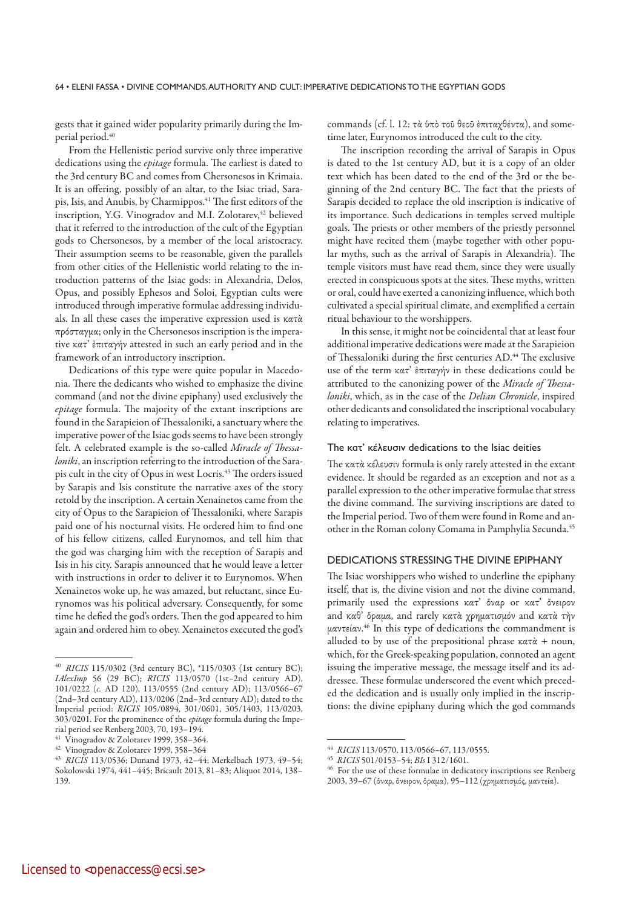gests that it gained wider popularity primarily during the Imperial period.[40]

From the Hellenistic period survive only three imperative dedications using the *epitage* formula. The earliest is dated to the 3rd century BC and comes from Chersonesos in Krimaia. It is an offering, possibly of an altar, to the Isiac triad, Sarapis, Isis, and Anubis, by Charmippos.[41] The first editors of the inscription, Y.G. Vinogradov and M.I. Zolotarev,[42] believed that it referred to the introduction of the cult of the Egyptian gods to Chersonesos, by a member of the local aristocracy. Their assumption seems to be reasonable, given the parallels from other cities of the Hellenistic world relating to the introduction patterns of the Isiac gods: in Alexandria, Delos, Opus, and possibly Ephesos and Soloi, Egyptian cults were introduced through imperative formulae addressing individuals. In all these cases the imperative expression used is κατὰ πρόσταγμα; only in the Chersonesos inscription is the imperative κατ᾽ ἐπιταγήν attested in such an early period and in the framework of an introductory inscription.

Dedications of this type were quite popular in Macedonia. There the dedicants who wished to emphasize the divine command (and not the divine epiphany) used exclusively the *epitage* formula. The majority of the extant inscriptions are found in the Sarapieion of Thessaloniki, a sanctuary where the imperative power of the Isiac gods seems to have been strongly felt. A celebrated example is the so-called *Miracle of Thessaloniki*, an inscription referring to the introduction of the Sarapis cult in the city of Opus in west Locris.[43] The orders issued by Sarapis and Isis constitute the narrative axes of the story retold by the inscription. A certain Xenainetos came from the city of Opus to the Sarapieion of Thessaloniki, where Sarapis paid one of his nocturnal visits. He ordered him to find one of his fellow citizens, called Eurynomos, and tell him that the god was charging him with the reception of Sarapis and Isis in his city. Sarapis announced that he would leave a letter with instructions in order to deliver it to Eurynomos. When Xenainetos woke up, he was amazed, but reluctant, since Eurynomos was his political adversary. Consequently, for some time he defied the god's orders. Then the god appeared to him again and ordered him to obey. Xenainetos executed the god's commands (cf. l. 12: τὰ ὑπὸ τοῦ θεοῦ ἐπιταχθέντα), and sometime later, Eurynomos introduced the cult to the city.

The inscription recording the arrival of Sarapis in Opus is dated to the 1st century AD, but it is a copy of an older text which has been dated to the end of the 3rd or the beginning of the 2nd century BC. The fact that the priests of Sarapis decided to replace the old inscription is indicative of its importance. Such dedications in temples served multiple goals. The priests or other members of the priestly personnel might have recited them (maybe together with other popular myths, such as the arrival of Sarapis in Alexandria). The temple visitors must have read them, since they were usually erected in conspicuous spots at the sites. These myths, written or oral, could have exerted a canonizing influence, which both cultivated a special spiritual climate, and exemplified a certain ritual behaviour to the worshippers.

In this sense, it might not be coincidental that at least four additional imperative dedications were made at the Sarapieion of Thessaloniki during the first centuries AD.[44] The exclusive use of the term κατ᾽ ἐπιταγήν in these dedications could be attributed to the canonizing power of the *Miracle of Thessaloniki*, which, as in the case of the *Delian Chronicle*, inspired other dedicants and consolidated the inscriptional vocabulary relating to imperatives.

### The κατ᾽ κέλευσιν dedications to the Isiac deities

The κατὰ κέλευσιν formula is only rarely attested in the extant evidence. It should be regarded as an exception and not as a parallel expression to the other imperative formulae that stress the divine command. The surviving inscriptions are dated to the Imperial period. Two of them were found in Rome and another in the Roman colony Comama in Pamphylia Secunda.[45]

## DEDICATIONS STRESSING THE DIVINE EPIPHANY

The Isiac worshippers who wished to underline the epiphany itself, that is, the divine vision and not the divine command, primarily used the expressions κατ᾽ ὄναρ or κατ᾽ ὄνειρον and καθ᾽ ὅραμα, and rarely κατὰ χρηματισμόν and κατὰ τὴν μαντείαν.[46] In this type of dedications the commandment is alluded to by use of the prepositional phrase κατὰ + noun, which, for the Greek-speaking population, connoted an agent issuing the imperative message, the message itself and its addressee. These formulae underscored the event which preceded the dedication and is usually only implied in the inscriptions: the divine epiphany during which the god commands

---

[40] *RICIS* 115/0302 (3rd century BC), *115/0303 (1st century BC); *IAlexImp* 56 (29 BC); *RICIS* 113/0570 (1st–2nd century AD), 101/0222 (*c.* AD 120), 113/0555 (2nd century AD); 113/0566–67 (2nd–3rd century AD), 113/0206 (2nd–3rd century AD); dated to the Imperial period: *RICIS* 105/0894, 301/0601, 305/1403, 113/0203, 303/0201. For the prominence of the *epitage* formula during the Imperial period see Renberg 2003, 70, 193–194.

[41] Vinogradov & Zolotarev 1999, 358–364.

[42] Vinogradov & Zolotarev 1999, 358–364

[43] *RICIS* 113/0536; Dunand 1973, 42–44; Merkelbach 1973, 49–54; Sokolowski 1974, 441–445; Bricault 2013, 81–83; Aliquot 2014, 138–139.

[44] *RICIS* 113/0570, 113/0566–67, 113/0555.

[45] *RICIS* 501/0153–54; *BIs* I 312/1601.

[46] For the use of these formulae in dedicatory inscriptions see Renberg 2003, 39–67 (ὄναρ, ὄνειρον, ὅραμα), 95–112 (χρηματισμός, μαντεία).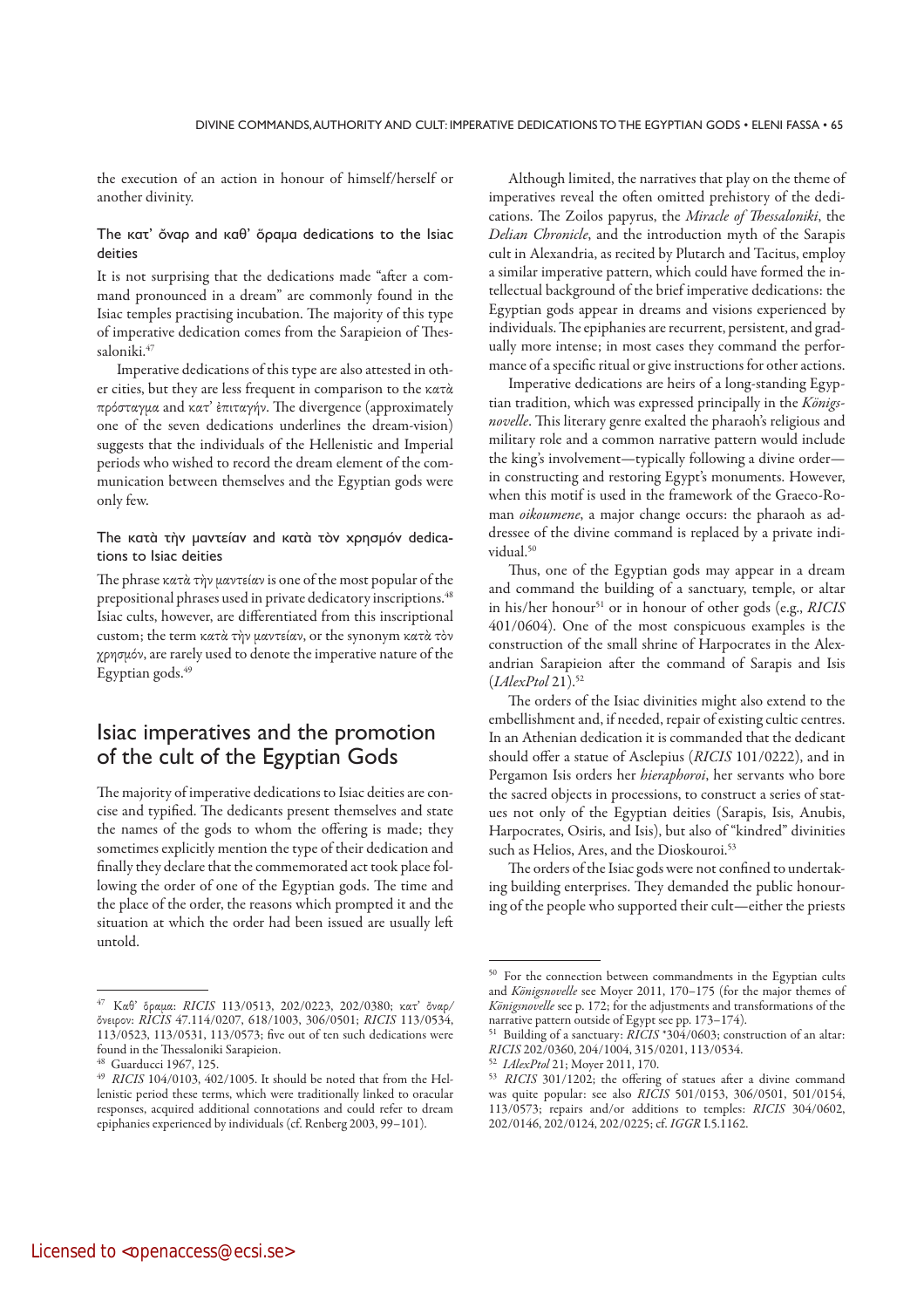the execution of an action in honour of himself/herself or another divinity.

### The κατ' ὄναρ and καθ' ὅραμα dedications to the Isiac deities

It is not surprising that the dedications made "after a command pronounced in a dream" are commonly found in the Isiac temples practising incubation. The majority of this type of imperative dedication comes from the Sarapieion of Thessaloniki.[47]

Imperative dedications of this type are also attested in other cities, but they are less frequent in comparison to the κατὰ πρόσταγμα and κατ' ἐπιταγήν. The divergence (approximately one of the seven dedications underlines the dream-vision) suggests that the individuals of the Hellenistic and Imperial periods who wished to record the dream element of the communication between themselves and the Egyptian gods were only few.

### The κατὰ τὴν μαντείαν and κατὰ τὸν χρησμόν dedications to Isiac deities

The phrase κατὰ τὴν μαντείαν is one of the most popular of the prepositional phrases used in private dedicatory inscriptions.[48] Isiac cults, however, are differentiated from this inscriptional custom; the term κατὰ τὴν μαντείαν, or the synonym κατὰ τὸν χρησμόν, are rarely used to denote the imperative nature of the Egyptian gods.[49]

## Isiac imperatives and the promotion of the cult of the Egyptian Gods

The majority of imperative dedications to Isiac deities are concise and typified. The dedicants present themselves and state the names of the gods to whom the offering is made; they sometimes explicitly mention the type of their dedication and finally they declare that the commemorated act took place following the order of one of the Egyptian gods. The time and the place of the order, the reasons which prompted it and the situation at which the order had been issued are usually left untold.

Although limited, the narratives that play on the theme of imperatives reveal the often omitted prehistory of the dedications. The Zoilos papyrus, the *Miracle of Thessaloniki*, the *Delian Chronicle*, and the introduction myth of the Sarapis cult in Alexandria, as recited by Plutarch and Tacitus, employ a similar imperative pattern, which could have formed the intellectual background of the brief imperative dedications: the Egyptian gods appear in dreams and visions experienced by individuals. The epiphanies are recurrent, persistent, and gradually more intense; in most cases they command the performance of a specific ritual or give instructions for other actions.

Imperative dedications are heirs of a long-standing Egyptian tradition, which was expressed principally in the *Königsnovelle*. This literary genre exalted the pharaoh's religious and military role and a common narrative pattern would include the king's involvement—typically following a divine order—in constructing and restoring Egypt's monuments. However, when this motif is used in the framework of the Graeco-Roman *oikoumene*, a major change occurs: the pharaoh as addressee of the divine command is replaced by a private individual.[50]

Thus, one of the Egyptian gods may appear in a dream and command the building of a sanctuary, temple, or altar in his/her honour[51] or in honour of other gods (e.g., *RICIS* 401/0604). One of the most conspicuous examples is the construction of the small shrine of Harpocrates in the Alexandrian Sarapieion after the command of Sarapis and Isis (*IAlexPtol* 21).[52]

The orders of the Isiac divinities might also extend to the embellishment and, if needed, repair of existing cultic centres. In an Athenian dedication it is commanded that the dedicant should offer a statue of Asclepius (*RICIS* 101/0222), and in Pergamon Isis orders her *hieraphoroi*, her servants who bore the sacred objects in processions, to construct a series of statues not only of the Egyptian deities (Sarapis, Isis, Anubis, Harpocrates, Osiris, and Isis), but also of "kindred" divinities such as Helios, Ares, and the Dioskouroi.[53]

The orders of the Isiac gods were not confined to undertaking building enterprises. They demanded the public honouring of the people who supported their cult—either the priests

---

[47] Καθ' ὅραμα: *RICIS* 113/0513, 202/0223, 202/0380; κατ' ὄναρ/ὄνειρον: *RICIS* 47.114/0207, 618/1003, 306/0501; *RICIS* 113/0534, 113/0523, 113/0531, 113/0573; five out of ten such dedications were found in the Thessaloniki Sarapieion.

[48] Guarducci 1967, 125.

[49] *RICIS* 104/0103, 402/1005. It should be noted that from the Hellenistic period these terms, which were traditionally linked to oracular responses, acquired additional connotations and could refer to dream epiphanies experienced by individuals (cf. Renberg 2003, 99–101).

[50] For the connection between commandments in the Egyptian cults and *Königsnovelle* see Moyer 2011, 170–175 (for the major themes of *Königsnovelle* see p. 172; for the adjustments and transformations of the narrative pattern outside of Egypt see pp. 173–174).

[51] Building of a sanctuary: *RICIS* *304/0603; construction of an altar: *RICIS* 202/0360, 204/1004, 315/0201, 113/0534.

[52] *IAlexPtol* 21; Moyer 2011, 170.

[53] *RICIS* 301/1202; the offering of statues after a divine command was quite popular: see also *RICIS* 501/0153, 306/0501, 501/0154, 113/0573; repairs and/or additions to temples: *RICIS* 304/0602, 202/0146, 202/0124, 202/0225; cf. *IGGR* I.5.1162.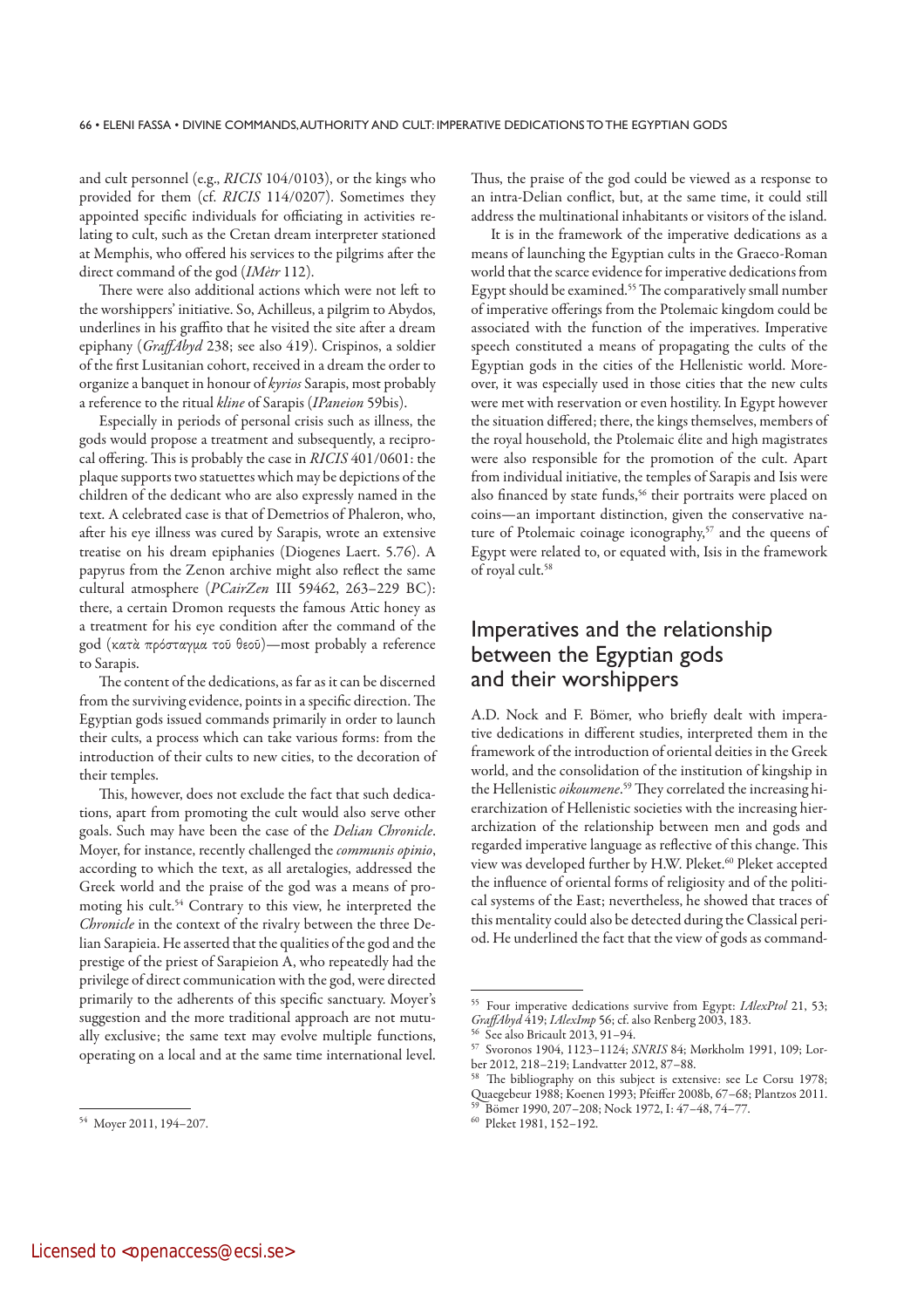and cult personnel (e.g., *RICIS* 104/0103), or the kings who provided for them (cf. *RICIS* 114/0207). Sometimes they appointed specific individuals for officiating in activities relating to cult, such as the Cretan dream interpreter stationed at Memphis, who offered his services to the pilgrims after the direct command of the god (*IMètr* 112).

There were also additional actions which were not left to the worshippers' initiative. So, Achilleus, a pilgrim to Abydos, underlines in his graffito that he visited the site after a dream epiphany (*GraffAbyd* 238; see also 419). Crispinos, a soldier of the first Lusitanian cohort, received in a dream the order to organize a banquet in honour of *kyrios* Sarapis, most probably a reference to the ritual *kline* of Sarapis (*IPaneion* 59bis).

Especially in periods of personal crisis such as illness, the gods would propose a treatment and subsequently, a reciprocal offering. This is probably the case in *RICIS* 401/0601: the plaque supports two statuettes which may be depictions of the children of the dedicant who are also expressly named in the text. A celebrated case is that of Demetrios of Phaleron, who, after his eye illness was cured by Sarapis, wrote an extensive treatise on his dream epiphanies (Diogenes Laert. 5.76). A papyrus from the Zenon archive might also reflect the same cultural atmosphere (*PCairZen* III 59462, 263–229 BC): there, a certain Dromon requests the famous Attic honey as a treatment for his eye condition after the command of the god (κατὰ πρόσταγμα τοῦ θεοῦ)—most probably a reference to Sarapis.

The content of the dedications, as far as it can be discerned from the surviving evidence, points in a specific direction. The Egyptian gods issued commands primarily in order to launch their cults, a process which can take various forms: from the introduction of their cults to new cities, to the decoration of their temples.

This, however, does not exclude the fact that such dedications, apart from promoting the cult would also serve other goals. Such may have been the case of the *Delian Chronicle*. Moyer, for instance, recently challenged the *communis opinio*, according to which the text, as all aretalogies, addressed the Greek world and the praise of the god was a means of promoting his cult.[54] Contrary to this view, he interpreted the *Chronicle* in the context of the rivalry between the three Delian Sarapieia. He asserted that the qualities of the god and the prestige of the priest of Sarapieion A, who repeatedly had the privilege of direct communication with the god, were directed primarily to the adherents of this specific sanctuary. Moyer's suggestion and the more traditional approach are not mutually exclusive; the same text may evolve multiple functions, operating on a local and at the same time international level. Thus, the praise of the god could be viewed as a response to an intra-Delian conflict, but, at the same time, it could still address the multinational inhabitants or visitors of the island.

It is in the framework of the imperative dedications as a means of launching the Egyptian cults in the Graeco-Roman world that the scarce evidence for imperative dedications from Egypt should be examined.[55] The comparatively small number of imperative offerings from the Ptolemaic kingdom could be associated with the function of the imperatives. Imperative speech constituted a means of propagating the cults of the Egyptian gods in the cities of the Hellenistic world. Moreover, it was especially used in those cities that the new cults were met with reservation or even hostility. In Egypt however the situation differed; there, the kings themselves, members of the royal household, the Ptolemaic élite and high magistrates were also responsible for the promotion of the cult. Apart from individual initiative, the temples of Sarapis and Isis were also financed by state funds,[56] their portraits were placed on coins—an important distinction, given the conservative nature of Ptolemaic coinage iconography,[57] and the queens of Egypt were related to, or equated with, Isis in the framework of royal cult.[58]

## Imperatives and the relationship between the Egyptian gods and their worshippers

A.D. Nock and F. Bömer, who briefly dealt with imperative dedications in different studies, interpreted them in the framework of the introduction of oriental deities in the Greek world, and the consolidation of the institution of kingship in the Hellenistic *oikoumene*.[59] They correlated the increasing hierarchization of Hellenistic societies with the increasing hierarchization of the relationship between men and gods and regarded imperative language as reflective of this change. This view was developed further by H.W. Pleket.[60] Pleket accepted the influence of oriental forms of religiosity and of the political systems of the East; nevertheless, he showed that traces of this mentality could also be detected during the Classical period. He underlined the fact that the view of gods as command-

---

[54] Moyer 2011, 194–207.

[55] Four imperative dedications survive from Egypt: *IAlexPtol* 21, 53; *GraffAbyd* 419; *IAlexImp* 56; cf. also Renberg 2003, 183.

[56] See also Bricault 2013, 91–94.

[57] Svoronos 1904, 1123–1124; *SNRIS* 84; Mørkholm 1991, 109; Lorber 2012, 218–219; Landvatter 2012, 87–88.

[58] The bibliography on this subject is extensive: see Le Corsu 1978; Quaegebeur 1988; Koenen 1993; Pfeiffer 2008b, 67–68; Plantzos 2011.

[59] Bömer 1990, 207–208; Nock 1972, I: 47–48, 74–77.

[60] Pleket 1981, 152–192.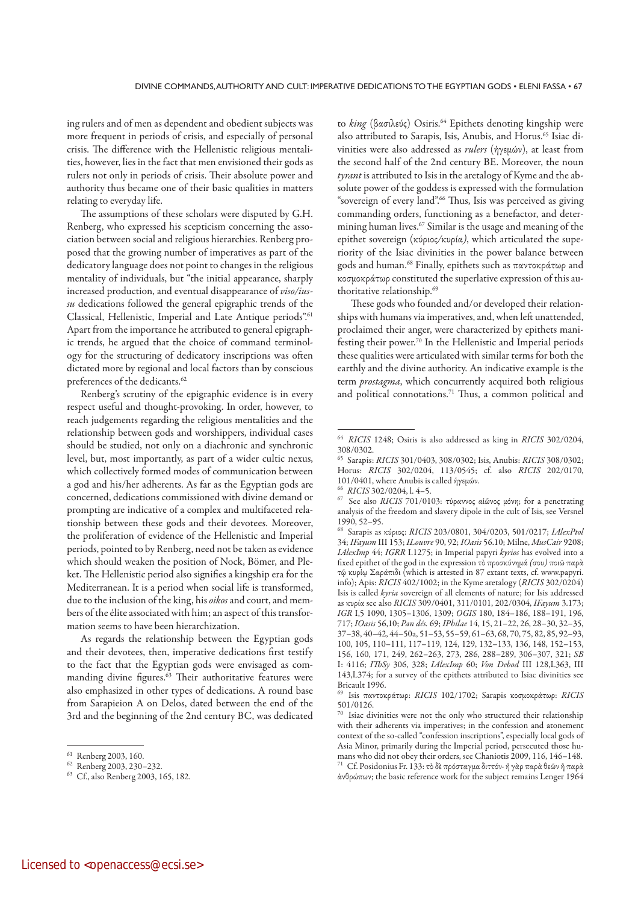ing rulers and of men as dependent and obedient subjects was more frequent in periods of crisis, and especially of personal crisis. The difference with the Hellenistic religious mentalities, however, lies in the fact that men envisioned their gods as rulers not only in periods of crisis. Their absolute power and authority thus became one of their basic qualities in matters relating to everyday life.

The assumptions of these scholars were disputed by G.H. Renberg, who expressed his scepticism concerning the association between social and religious hierarchies. Renberg proposed that the growing number of imperatives as part of the dedicatory language does not point to changes in the religious mentality of individuals, but "the initial appearance, sharply increased production, and eventual disappearance of *viso/iussu* dedications followed the general epigraphic trends of the Classical, Hellenistic, Imperial and Late Antique periods".[61] Apart from the importance he attributed to general epigraphic trends, he argued that the choice of command terminology for the structuring of dedicatory inscriptions was often dictated more by regional and local factors than by conscious preferences of the dedicants.[62]

Renberg's scrutiny of the epigraphic evidence is in every respect useful and thought-provoking. In order, however, to reach judgements regarding the religious mentalities and the relationship between gods and worshippers, individual cases should be studied, not only on a diachronic and synchronic level, but, most importantly, as part of a wider cultic nexus, which collectively formed modes of communication between a god and his/her adherents. As far as the Egyptian gods are concerned, dedications commissioned with divine demand or prompting are indicative of a complex and multifaceted relationship between these gods and their devotees. Moreover, the proliferation of evidence of the Hellenistic and Imperial periods, pointed to by Renberg, need not be taken as evidence which should weaken the position of Nock, Bömer, and Pleket. The Hellenistic period also signifies a kingship era for the Mediterranean. It is a period when social life is transformed, due to the inclusion of the king, his *oikos* and court, and members of the élite associated with him; an aspect of this transformation seems to have been hierarchization.

As regards the relationship between the Egyptian gods and their devotees, then, imperative dedications first testify to the fact that the Egyptian gods were envisaged as commanding divine figures.[63] Their authoritative features were also emphasized in other types of dedications. A round base from Sarapieion A on Delos, dated between the end of the 3rd and the beginning of the 2nd century BC, was dedicated to *king* (βασιλεύς) Osiris.[64] Epithets denoting kingship were also attributed to Sarapis, Isis, Anubis, and Horus.[65] Isiac divinities were also addressed as *rulers* (ἡγεμών), at least from the second half of the 2nd century BE. Moreover, the noun *tyrant* is attributed to Isis in the aretalogy of Kyme and the absolute power of the goddess is expressed with the formulation "sovereign of every land".[66] Thus, Isis was perceived as giving commanding orders, functioning as a benefactor, and determining human lives.[67] Similar is the usage and meaning of the epithet sovereign (κύριος/κυρία), which articulated the superiority of the Isiac divinities in the power balance between gods and human.[68] Finally, epithets such as παντοκράτωρ and κοσμοκράτωρ constituted the superlative expression of this authoritative relationship.[69]

These gods who founded and/or developed their relationships with humans via imperatives, and, when left unattended, proclaimed their anger, were characterized by epithets manifesting their power.[70] In the Hellenistic and Imperial periods these qualities were articulated with similar terms for both the earthly and the divine authority. An indicative example is the term *prostagma*, which concurrently acquired both religious and political connotations.[71] Thus, a common political and

---

[61] Renberg 2003, 160.

[62] Renberg 2003, 230–232.

[63] Cf., also Renberg 2003, 165, 182.

[64] *RICIS* 1248; Osiris is also addressed as king in *RICIS* 302/0204, 308/0302.

[65] Sarapis: *RICIS* 301/0403, 308/0302; Isis, Anubis: *RICIS* 308/0302; Horus: *RICIS* 302/0204, 113/0545; cf. also *RICIS* 202/0170, 101/0401, where Anubis is called ἡγεμών.

[66] *RICIS* 302/0204, l. 4–5.

[67] See also *RICIS* 701/0103: τύραννος αἰῶνος μόνη; for a penetrating analysis of the freedom and slavery dipole in the cult of Isis, see Versnel 1990, 52–95.

[68] Sarapis as κύριος: *RICIS* 203/0801, 304/0203, 501/0217; *IAlexPtol* 34; *IFayum* III 153; *ILouvre* 90, 92; *IOasis* 56.10; Milne, *MusCair* 9208; *IAlexImp* 44; *IGRR* I.1275; in Imperial papyri *kyrios* has evolved into a fixed epithet of the god in the expression τὸ προσκύνημά (σου) ποιῶ παρὰ τῷ κυρίῳ Σαράπιδι (which is attested in 87 extant texts, cf. www.papyri.info); Apis: *RICIS* 402/1002; in the Kyme aretalogy (*RICIS* 302/0204) Isis is called *kyria* sovereign of all elements of nature; for Isis addressed as κυρία see also *RICIS* 309/0401, 311/0101, 202/0304, *IFayum* 3.173; *IGR* I,5 1090, 1305–1306, 1309; *OGIS* 180, 184–186, 188–191, 196, 717; *IOasis* 56,10; *Pan dés.* 69; *IPhilae* 14, 15, 21–22, 26, 28–30, 32–35, 37–38, 40–42, 44–50a, 51–53, 55–59, 61–63, 68, 70, 75, 82, 85, 92–93, 100, 105, 110–111, 117–119, 124, 129, 132–133, 136, 148, 152–153, 156, 160, 171, 249, 262–263, 273, 286, 288–289, 306–307, 321; *SB* I: 4116; *IThSy* 306, 328; *IAlexImp* 60; *Von Debod* III 128,L363, III 143,L374; for a survey of the epithets attributed to Isiac divinities see Bricault 1996.

[69] Isis παντοκράτωρ: *RICIS* 102/1702; Sarapis κοσμοκράτωρ: *RICIS* 501/0126.

[70] Isiac divinities were not the only who structured their relationship with their adherents via imperatives; in the confession and atonement context of the so-called "confession inscriptions", especially local gods of Asia Minor, primarily during the Imperial period, persecuted those humans who did not obey their orders, see Chaniotis 2009, 116, 146–148.

[71] Cf. Posidonius Fr. 133: τὸ δὲ πρόσταγμα διττόν· ἢ γὰρ παρὰ θεῶν ἢ παρὰ ἀνθρώπων; the basic reference work for the subject remains Lenger 1964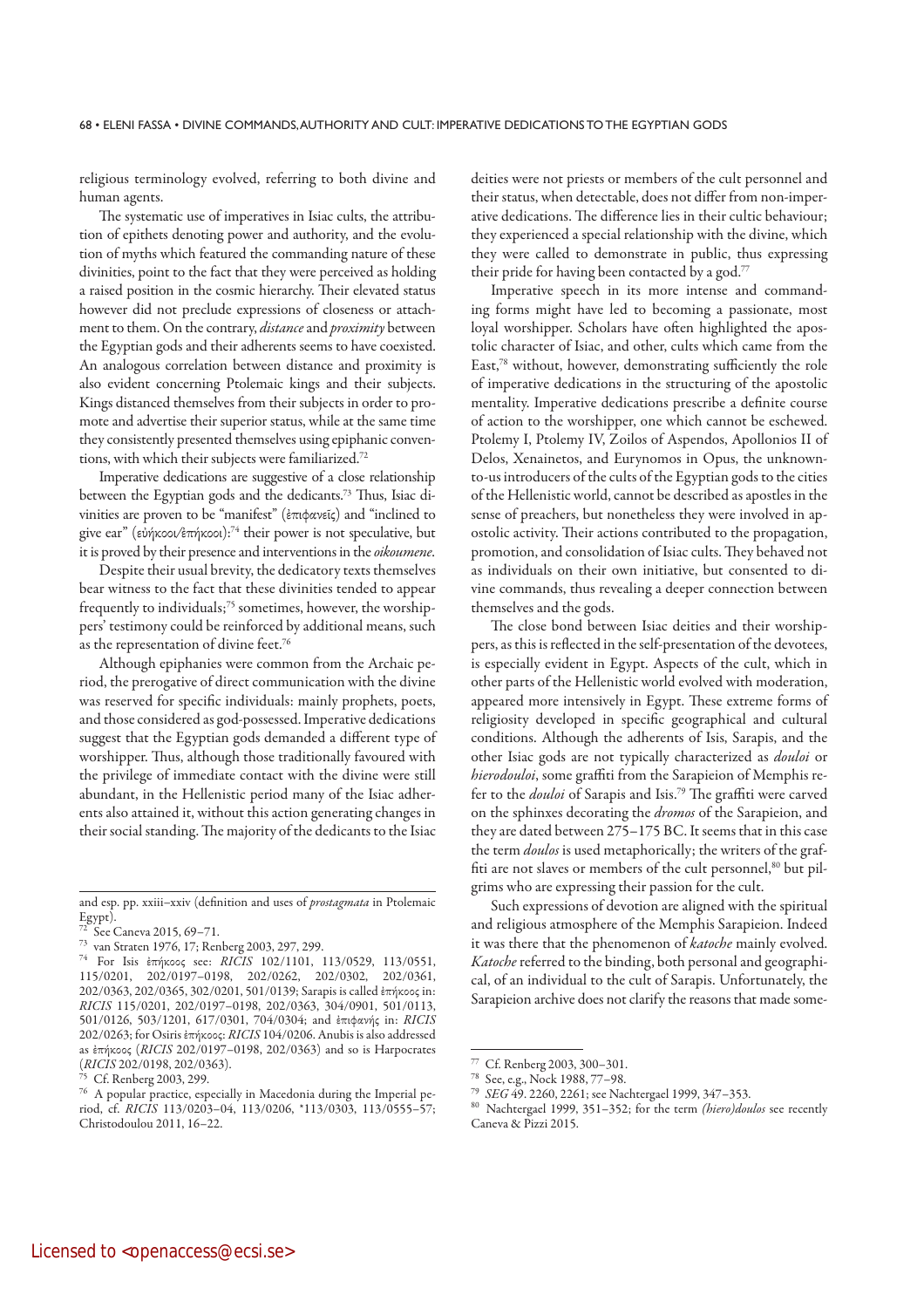religious terminology evolved, referring to both divine and human agents.

The systematic use of imperatives in Isiac cults, the attribution of epithets denoting power and authority, and the evolution of myths which featured the commanding nature of these divinities, point to the fact that they were perceived as holding a raised position in the cosmic hierarchy. Their elevated status however did not preclude expressions of closeness or attachment to them. On the contrary, *distance* and *proximity* between the Egyptian gods and their adherents seems to have coexisted. An analogous correlation between distance and proximity is also evident concerning Ptolemaic kings and their subjects. Kings distanced themselves from their subjects in order to promote and advertise their superior status, while at the same time they consistently presented themselves using epiphanic conventions, with which their subjects were familiarized.[72]

Imperative dedications are suggestive of a close relationship between the Egyptian gods and the dedicants.[73] Thus, Isiac divinities are proven to be "manifest" (ἐπιφανεῖς) and "inclined to give ear" (εὐήκοοι/ἐπήκοοι):[74] their power is not speculative, but it is proved by their presence and interventions in the *oikoumene*.

Despite their usual brevity, the dedicatory texts themselves bear witness to the fact that these divinities tended to appear frequently to individuals;[75] sometimes, however, the worshippers' testimony could be reinforced by additional means, such as the representation of divine feet.[76]

Although epiphanies were common from the Archaic period, the prerogative of direct communication with the divine was reserved for specific individuals: mainly prophets, poets, and those considered as god-possessed. Imperative dedications suggest that the Egyptian gods demanded a different type of worshipper. Thus, although those traditionally favoured with the privilege of immediate contact with the divine were still abundant, in the Hellenistic period many of the Isiac adherents also attained it, without this action generating changes in their social standing. The majority of the dedicants to the Isiac deities were not priests or members of the cult personnel and their status, when detectable, does not differ from non-imperative dedications. The difference lies in their cultic behaviour; they experienced a special relationship with the divine, which they were called to demonstrate in public, thus expressing their pride for having been contacted by a god.[77]

Imperative speech in its more intense and commanding forms might have led to becoming a passionate, most loyal worshipper. Scholars have often highlighted the apostolic character of Isiac, and other, cults which came from the East,[78] without, however, demonstrating sufficiently the role of imperative dedications in the structuring of the apostolic mentality. Imperative dedications prescribe a definite course of action to the worshipper, one which cannot be eschewed. Ptolemy I, Ptolemy IV, Zoilos of Aspendos, Apollonios II of Delos, Xenainetos, and Eurynomos in Opus, the unknown-to-us introducers of the cults of the Egyptian gods to the cities of the Hellenistic world, cannot be described as apostles in the sense of preachers, but nonetheless they were involved in apostolic activity. Their actions contributed to the propagation, promotion, and consolidation of Isiac cults. They behaved not as individuals on their own initiative, but consented to divine commands, thus revealing a deeper connection between themselves and the gods.

The close bond between Isiac deities and their worshippers, as this is reflected in the self-presentation of the devotees, is especially evident in Egypt. Aspects of the cult, which in other parts of the Hellenistic world evolved with moderation, appeared more intensively in Egypt. These extreme forms of religiosity developed in specific geographical and cultural conditions. Although the adherents of Isis, Sarapis, and the other Isiac gods are not typically characterized as *douloi* or *hierodouloi*, some graffiti from the Sarapieion of Memphis refer to the *douloi* of Sarapis and Isis.[79] The graffiti were carved on the sphinxes decorating the *dromos* of the Sarapieion, and they are dated between 275–175 BC. It seems that in this case the term *doulos* is used metaphorically; the writers of the graffiti are not slaves or members of the cult personnel,[80] but pilgrims who are expressing their passion for the cult.

Such expressions of devotion are aligned with the spiritual and religious atmosphere of the Memphis Sarapieion. Indeed it was there that the phenomenon of *katoche* mainly evolved. *Katoche* referred to the binding, both personal and geographical, of an individual to the cult of Sarapis. Unfortunately, the Sarapieion archive does not clarify the reasons that made some-

---

and esp. pp. xxiii–xxiv (definition and uses of *prostagmata* in Ptolemaic Egypt).

[72] See Caneva 2015, 69–71.

[73] van Straten 1976, 17; Renberg 2003, 297, 299.

[74] For Isis ἐπήκοος see: *RICIS* 102/1101, 113/0529, 113/0551, 115/0201, 202/0197–0198, 202/0262, 202/0302, 202/0361, 202/0363, 202/0365, 302/0201, 501/0139; Sarapis is called ἐπήκοος in: *RICIS* 115/0201, 202/0197–0198, 202/0363, 304/0901, 501/0113, 501/0126, 503/1201, 617/0301, 704/0304; and ἐπιφανής in: *RICIS* 202/0263; for Osiris ἐπήκοος: *RICIS* 104/0206. Anubis is also addressed as ἐπήκοος (*RICIS* 202/0197–0198, 202/0363) and so is Harpocrates (*RICIS* 202/0198, 202/0363).

[75] Cf. Renberg 2003, 299.

[76] A popular practice, especially in Macedonia during the Imperial period, cf. *RICIS* 113/0203–04, 113/0206, *113/0303, 113/0555–57; Christodoulou 2011, 16–22.

[77] Cf. Renberg 2003, 300–301.

[78] See, e.g., Nock 1988, 77–98.

[79] *SEG* 49. 2260, 2261; see Nachtergael 1999, 347–353.

[80] Nachtergael 1999, 351–352; for the term *(hiero)doulos* see recently Caneva & Pizzi 2015.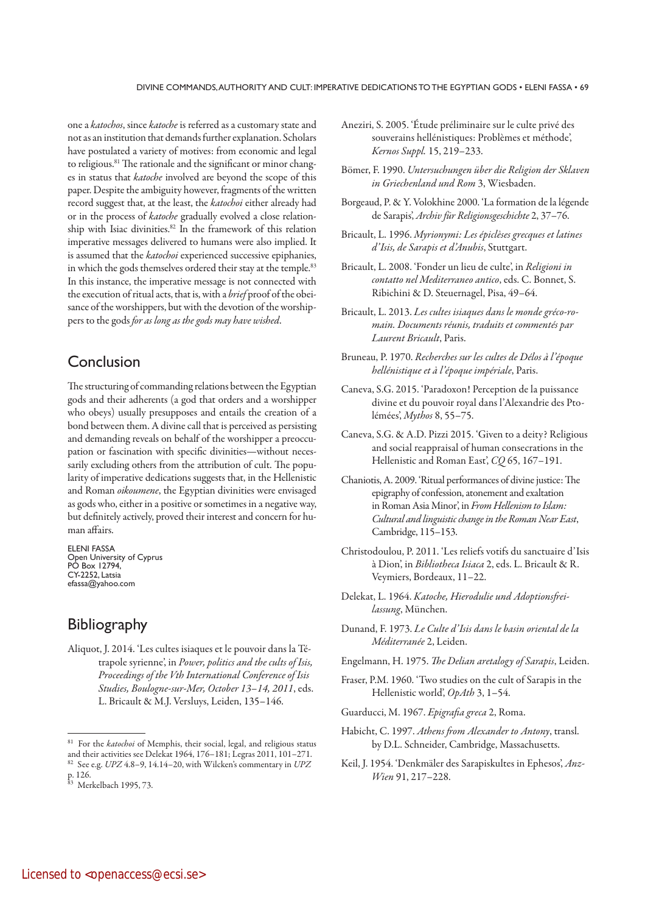one a *katochos*, since *katoche* is referred as a customary state and not as an institution that demands further explanation. Scholars have postulated a variety of motives: from economic and legal to religious.[81] The rationale and the significant or minor changes in status that *katoche* involved are beyond the scope of this paper. Despite the ambiguity however, fragments of the written record suggest that, at the least, the *katochoi* either already had or in the process of *katoche* gradually evolved a close relationship with Isiac divinities.[82] In the framework of this relation imperative messages delivered to humans were also implied. It is assumed that the *katochoi* experienced successive epiphanies, in which the gods themselves ordered their stay at the temple.[83] In this instance, the imperative message is not connected with the execution of ritual acts, that is, with a *brief* proof of the obeisance of the worshippers, but with the devotion of the worshippers to the gods *for as long as the gods may have wished*.

## Conclusion

The structuring of commanding relations between the Egyptian gods and their adherents (a god that orders and a worshipper who obeys) usually presupposes and entails the creation of a bond between them. A divine call that is perceived as persisting and demanding reveals on behalf of the worshipper a preoccupation or fascination with specific divinities—without necessarily excluding others from the attribution of cult. The popularity of imperative dedications suggests that, in the Hellenistic and Roman *oikoumene*, the Egyptian divinities were envisaged as gods who, either in a positive or sometimes in a negative way, but definitely actively, proved their interest and concern for human affairs.

ELENI FASSA
Open University of Cyprus
PO Box 12794,
CY-2252, Latsia
efassa@yahoo.com

[81] For the *katochoi* of Memphis, their social, legal, and religious status and their activities see Delekat 1964, 176–181; Legras 2011, 101–271.

[82] See e.g. *UPZ* 4.8–9, 14.14–20, with Wilcken's commentary in *UPZ* p. 126.

[83] Merkelbach 1995, 73.

## Bibliography

Aliquot, J. 2014. 'Les cultes isiaques et le pouvoir dans la Tétrapole syrienne', in *Power, politics and the cults of Isis, Proceedings of the Vth International Conference of Isis Studies, Boulogne-sur-Mer, October 13–14, 2011*, eds. L. Bricault & M.J. Versluys, Leiden, 135–146.

Aneziri, S. 2005. 'Étude préliminaire sur le culte privé des souverains hellénistiques: Problèmes et méthode', *Kernos Suppl.* 15, 219–233.

Bömer, F. 1990. *Untersuchungen über die Religion der Sklaven in Griechenland und Rom* 3, Wiesbaden.

Borgeaud, P. & Y. Volokhine 2000. 'La formation de la légende de Sarapis', *Archiv für Religionsgeschichte* 2, 37–76.

Bricault, L. 1996. *Myrionymi: Les épiclèses grecques et latines d'Isis, de Sarapis et d'Anubis*, Stuttgart.

Bricault, L. 2008. 'Fonder un lieu de culte', in *Religioni in contatto nel Mediterraneo antico*, eds. C. Bonnet, S. Ribichini & D. Steuernagel, Pisa, 49–64.

Bricault, L. 2013. *Les cultes isiaques dans le monde gréco-romain. Documents réunis, traduits et commentés par Laurent Bricault*, Paris.

Bruneau, P. 1970. *Recherches sur les cultes de Délos à l'époque hellénistique et à l'époque impériale*, Paris.

Caneva, S.G. 2015. 'Paradoxon! Perception de la puissance divine et du pouvoir royal dans l'Alexandrie des Ptolémées', *Mythos* 8, 55–75.

Caneva, S.G. & A.D. Pizzi 2015. 'Given to a deity? Religious and social reappraisal of human consecrations in the Hellenistic and Roman East', *CQ* 65, 167–191.

Chaniotis, A. 2009. 'Ritual performances of divine justice: The epigraphy of confession, atonement and exaltation in Roman Asia Minor', in *From Hellenism to Islam: Cultural and linguistic change in the Roman Near East*, Cambridge, 115–153.

Christodoulou, P. 2011. 'Les reliefs votifs du sanctuaire d'Isis à Dion', in *Bibliotheca Isiaca* 2, eds. L. Bricault & R. Veymiers, Bordeaux, 11–22.

Delekat, L. 1964. *Katoche, Hierodulie und Adoptionsfreilassung*, München.

Dunand, F. 1973. *Le Culte d'Isis dans le basin oriental de la Méditerranée* 2, Leiden.

Engelmann, H. 1975. *The Delian aretalogy of Sarapis*, Leiden.

Fraser, P.M. 1960. 'Two studies on the cult of Sarapis in the Hellenistic world', *OpAth* 3, 1–54.

Guarducci, M. 1967. *Epigrafia greca* 2, Roma.

Habicht, C. 1997. *Athens from Alexander to Antony*, transl. by D.L. Schneider, Cambridge, Massachusetts.

Keil, J. 1954. 'Denkmäler des Sarapiskultes in Ephesos', *AnzWien* 91, 217–228.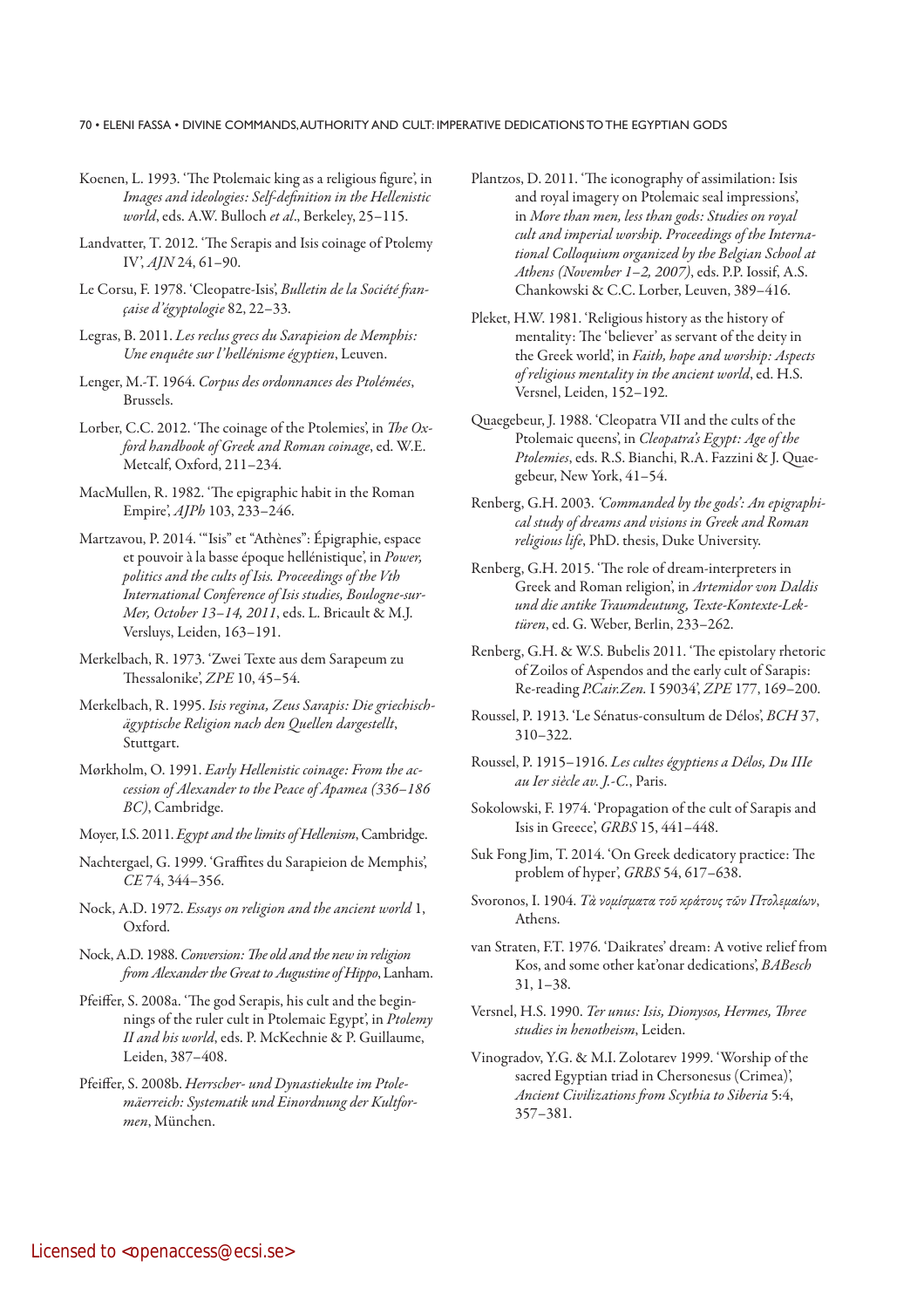Koenen, L. 1993. 'The Ptolemaic king as a religious figure', in *Images and ideologies: Self-definition in the Hellenistic world*, eds. A.W. Bulloch *et al*., Berkeley, 25–115.

Landvatter, T. 2012. 'The Serapis and Isis coinage of Ptolemy IV', *AJN* 24, 61–90.

Le Corsu, F. 1978. 'Cleopatre-Isis', *Bulletin de la Société française d'égyptologie* 82, 22–33.

Legras, B. 2011. *Les reclus grecs du Sarapieion de Memphis: Une enquête sur l'hellénisme égyptien*, Leuven.

Lenger, M.-T. 1964. *Corpus des ordonnances des Ptolémées*, Brussels.

Lorber, C.C. 2012. 'The coinage of the Ptolemies', in *The Oxford handbook of Greek and Roman coinage*, ed. W.E. Metcalf, Oxford, 211–234.

MacMullen, R. 1982. 'The epigraphic habit in the Roman Empire', *AJPh* 103, 233–246.

Martzavou, P. 2014. '"Isis" et "Athènes": Épigraphie, espace et pouvoir à la basse époque hellénistique', in *Power, politics and the cults of Isis. Proceedings of the Vth International Conference of Isis studies, Boulogne-sur-Mer, October 13–14, 2011*, eds. L. Bricault & M.J. Versluys, Leiden, 163–191.

Merkelbach, R. 1973. 'Zwei Texte aus dem Sarapeum zu Thessalonike', *ZPE* 10, 45–54.

Merkelbach, R. 1995. *Isis regina, Zeus Sarapis: Die griechisch-ägyptische Religion nach den Quellen dargestellt*, Stuttgart.

Mørkholm, O. 1991. *Early Hellenistic coinage: From the accession of Alexander to the Peace of Apamea (336–186 BC)*, Cambridge.

Moyer, I.S. 2011. *Egypt and the limits of Hellenism*, Cambridge.

Nachtergael, G. 1999. 'Graffites du Sarapieion de Memphis', *CE* 74, 344–356.

Nock, A.D. 1972. *Essays on religion and the ancient world* 1, Oxford.

Nock, A.D. 1988. *Conversion: The old and the new in religion from Alexander the Great to Augustine of Hippo*, Lanham.

Pfeiffer, S. 2008a. 'The god Serapis, his cult and the beginnings of the ruler cult in Ptolemaic Egypt', in *Ptolemy II and his world*, eds. P. McKechnie & P. Guillaume, Leiden, 387–408.

Pfeiffer, S. 2008b. *Herrscher- und Dynastiekulte im Ptolemäerreich: Systematik und Einordnung der Kultformen*, München.

Plantzos, D. 2011. 'The iconography of assimilation: Isis and royal imagery on Ptolemaic seal impressions', in *More than men, less than gods: Studies on royal cult and imperial worship. Proceedings of the International Colloquium organized by the Belgian School at Athens (November 1–2, 2007)*, eds. P.P. Iossif, A.S. Chankowski & C.C. Lorber, Leuven, 389–416.

Pleket, H.W. 1981. 'Religious history as the history of mentality: The 'believer' as servant of the deity in the Greek world', in *Faith, hope and worship: Aspects of religious mentality in the ancient world*, ed. H.S. Versnel, Leiden, 152–192.

Quaegebeur, J. 1988. 'Cleopatra VII and the cults of the Ptolemaic queens', in *Cleopatra's Egypt: Age of the Ptolemies*, eds. R.S. Bianchi, R.A. Fazzini & J. Quaegebeur, New York, 41–54.

Renberg, G.H. 2003. *'Commanded by the gods': An epigraphical study of dreams and visions in Greek and Roman religious life*, PhD. thesis, Duke University.

Renberg, G.H. 2015. 'The role of dream-interpreters in Greek and Roman religion', in *Artemidor von Daldis und die antike Traumdeutung, Texte-Kontexte-Lektüren*, ed. G. Weber, Berlin, 233–262.

Renberg, G.H. & W.S. Bubelis 2011. 'The epistolary rhetoric of Zoilos of Aspendos and the early cult of Sarapis: Re-reading *P.Cair.Zen.* I 59034', *ZPE* 177, 169–200.

Roussel, P. 1913. 'Le Sénatus-consultum de Délos', *BCH* 37, 310–322.

Roussel, P. 1915–1916. *Les cultes égyptiens a Délos, Du IIIe au Ier siècle av. J.-C.*, Paris.

Sokolowski, F. 1974. 'Propagation of the cult of Sarapis and Isis in Greece', *GRBS* 15, 441–448.

Suk Fong Jim, T. 2014. 'On Greek dedicatory practice: The problem of hyper', *GRBS* 54, 617–638.

Svoronos, I. 1904. *Τὰ νομίσματα τοῦ κράτους τῶν Πτολεμαίων*, Athens.

van Straten, F.T. 1976. 'Daikrates' dream: A votive relief from Kos, and some other kat'onar dedications', *BABesch* 31, 1–38.

Versnel, H.S. 1990. *Ter unus: Isis, Dionysos, Hermes, Three studies in henotheism*, Leiden.

Vinogradov, Y.G. & M.I. Zolotarev 1999. 'Worship of the sacred Egyptian triad in Chersonesus (Crimea)', *Ancient Civilizations from Scythia to Siberia* 5:4, 357–381.